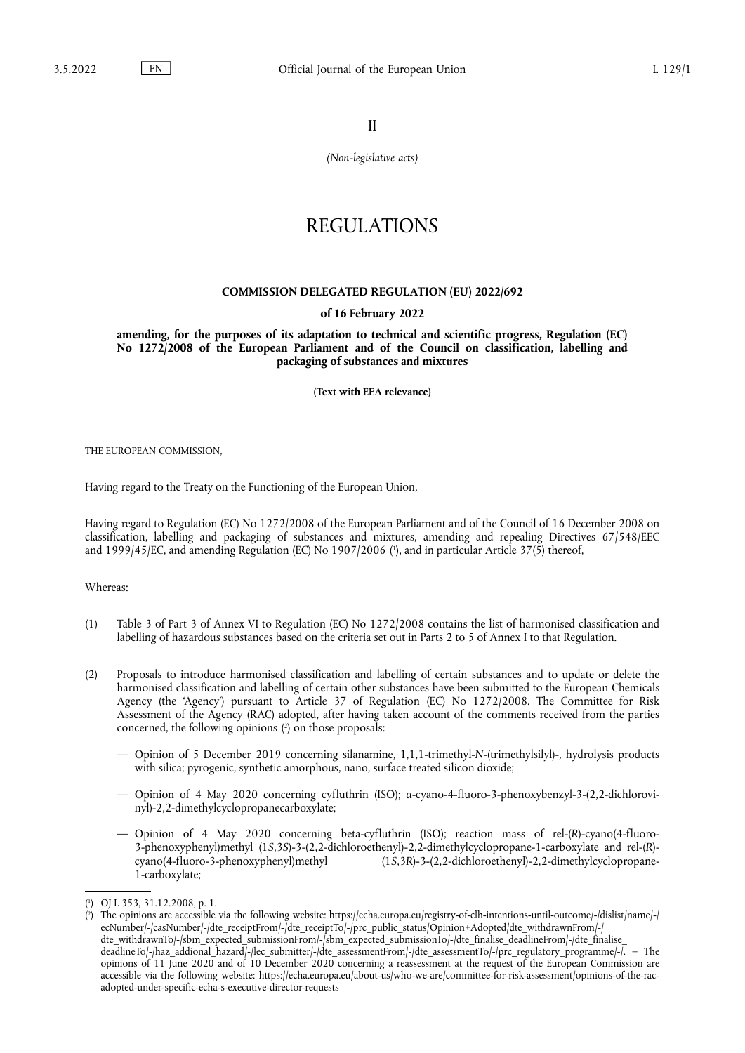II

*(Non-legislative acts)*

# REGULATIONS

## COMMISSION DELEGATED REGULATION (EU) 2022/692

**of 16 February 2022**

**amending, for the purposes of its adaptation to technical and scientific progress, Regulation (EC) No 1272/2008 of the European Parliament and of the Council on classification, labelling and packaging of substances and mixtures**

**(Text with EEA relevance)**

THE EUROPEAN COMMISSION,

Having regard to the Treaty on the Functioning of the European Union,

Having regard to Regulation (EC) No 1272/2008 of the European Parliament and of the Council of 16 December 2008 on classification, labelling and packaging of substances and mixtures, amending and repealing Directives 67/548/EEC and 1999/45/EC, and amending Regulation (EC) No 1907/2006 [1], and in particular Article 37(5) thereof,

Whereas:

(1) Table 3 of Part 3 of Annex VI to Regulation (EC) No 1272/2008 contains the list of harmonised classification and labelling of hazardous substances based on the criteria set out in Parts 2 to 5 of Annex I to that Regulation.

(2) Proposals to introduce harmonised classification and labelling of certain substances and to update or delete the harmonised classification and labelling of certain other substances have been submitted to the European Chemicals Agency (the 'Agency') pursuant to Article 37 of Regulation (EC) No 1272/2008. The Committee for Risk Assessment of the Agency (RAC) adopted, after having taken account of the comments received from the parties concerned, the following opinions [2] on those proposals:

— Opinion of 5 December 2019 concerning silanamine, 1,1,1-trimethyl-*N*-(trimethylsilyl)-, hydrolysis products with silica; pyrogenic, synthetic amorphous, nano, surface treated silicon dioxide;

— Opinion of 4 May 2020 concerning cyfluthrin (ISO); *α*-cyano-4-fluoro-3-phenoxybenzyl-3-(2,2-dichlorovinyl)-2,2-dimethylcyclopropanecarboxylate;

— Opinion of 4 May 2020 concerning beta-cyfluthrin (ISO); reaction mass of rel-(*R*)-cyano(4-fluoro-3-phenoxyphenyl)methyl (1*S*,3*S*)-3-(2,2-dichloroethenyl)-2,2-dimethylcyclopropane-1-carboxylate and rel-(*R*)-cyano(4-fluoro-3-phenoxyphenyl)methyl (1*S*,3*R*)-3-(2,2-dichloroethenyl)-2,2-dimethylcyclopropane-1-carboxylate;

---

[1] OJ L 353, 31.12.2008, p. 1.

[2] The opinions are accessible via the following website: https://echa.europa.eu/registry-of-clh-intentions-until-outcome/-/dislist/name/-/ecNumber/-/casNumber/-/dte_receiptFrom/-/dte_receiptTo/-/prc_public_status/Opinion+Adopted/dte_withdrawnFrom/-/dte_withdrawnTo/-/sbm_expected_submissionFrom/-/sbm_expected_submissionTo/-/dte_finalise_deadlineFrom/-/dte_finalise_deadlineTo/-/haz_addional_hazard/-/lec_submitter/-/dte_assessmentFrom/-/dte_assessmentTo/-/prc_regulatory_programme/-/. – The opinions of 11 June 2020 and of 10 December 2020 concerning a reassessment at the request of the European Commission are accessible via the following website: https://echa.europa.eu/about-us/who-we-are/committee-for-risk-assessment/opinions-of-the-rac-adopted-under-specific-echa-s-executive-director-requests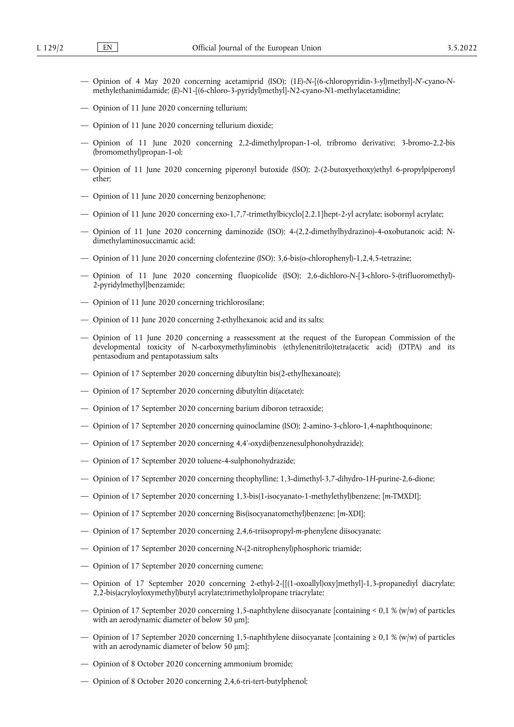— Opinion of 4 May 2020 concerning acetamiprid (ISO); (1*E*)-*N*-[(6-chloropyridin-3-yl)methyl]-*N*'-cyano-*N*-methylethanimidamide; (*E*)-*N*1-[(6-chloro-3-pyridyl)methyl]-*N*2-cyano-*N*1-methylacetamidine;

— Opinion of 11 June 2020 concerning tellurium;

— Opinion of 11 June 2020 concerning tellurium dioxide;

— Opinion of 11 June 2020 concerning 2,2-dimethylpropan-1-ol, tribromo derivative; 3-bromo-2,2-bis (bromomethyl)propan-1-ol;

— Opinion of 11 June 2020 concerning piperonyl butoxide (ISO); 2-(2-butoxyethoxy)ethyl 6-propylpiperonyl ether;

— Opinion of 11 June 2020 concerning benzophenone;

— Opinion of 11 June 2020 concerning exo-1,7,7-trimethylbicyclo[2.2.1]hept-2-yl acrylate; isobornyl acrylate;

— Opinion of 11 June 2020 concerning daminozide (ISO); 4-(2,2-dimethylhydrazino)-4-oxobutanoic acid; *N*-dimethylaminosuccinamic acid;

— Opinion of 11 June 2020 concerning clofentezine (ISO); 3,6-bis(o-chlorophenyl)-1,2,4,5-tetrazine;

— Opinion of 11 June 2020 concerning fluopicolide (ISO); 2,6-dichloro-*N*-[3-chloro-5-(trifluoromethyl)-2-pyridylmethyl]benzamide;

— Opinion of 11 June 2020 concerning trichlorosilane;

— Opinion of 11 June 2020 concerning 2-ethylhexanoic acid and its salts;

— Opinion of 11 June 2020 concerning a reassessment at the request of the European Commission of the developmental toxicity of N-carboxymethyliminobis (ethylenenitrilo)tetra(acetic acid) (DTPA) and its pentasodium and pentapotassium salts

— Opinion of 17 September 2020 concerning dibutyltin bis(2-ethylhexanoate);

— Opinion of 17 September 2020 concerning dibutyltin di(acetate);

— Opinion of 17 September 2020 concerning barium diboron tetraoxide;

— Opinion of 17 September 2020 concerning quinoclamine (ISO); 2-amino-3-chloro-1,4-naphthoquinone;

— Opinion of 17 September 2020 concerning 4,4'-oxydi(benzenesulphonohydrazide);

— Opinion of 17 September 2020 toluene-4-sulphonohydrazide;

— Opinion of 17 September 2020 concerning theophylline; 1,3-dimethyl-3,7-dihydro-1*H*-purine-2,6-dione;

— Opinion of 17 September 2020 concerning 1,3-bis(1-isocyanato-1-methylethyl)benzene; [*m*-TMXDI];

— Opinion of 17 September 2020 concerning Bis(isocyanatomethyl)benzene; [*m*-XDI];

— Opinion of 17 September 2020 concerning 2,4,6-triisopropyl-*m*-phenylene diisocyanate;

— Opinion of 17 September 2020 concerning *N*-(2-nitrophenyl)phosphoric triamide;

— Opinion of 17 September 2020 concerning cumene;

— Opinion of 17 September 2020 concerning 2-ethyl-2-[[(1-oxoallyl)oxy]methyl]-1,3-propanediyl diacrylate; 2,2-bis(acryloyloxymethyl)butyl acrylate;trimethylolpropane triacrylate;

— Opinion of 17 September 2020 concerning 1,5-naphthylene diisocyanate [containing < 0,1 % (w/w) of particles with an aerodynamic diameter of below 50 μm];

— Opinion of 17 September 2020 concerning 1,5-naphthylene diisocyanate [containing ≥ 0,1 % (w/w) of particles with an aerodynamic diameter of below 50 μm];

— Opinion of 8 October 2020 concerning ammonium bromide;

— Opinion of 8 October 2020 concerning 2,4,6-tri-tert-butylphenol;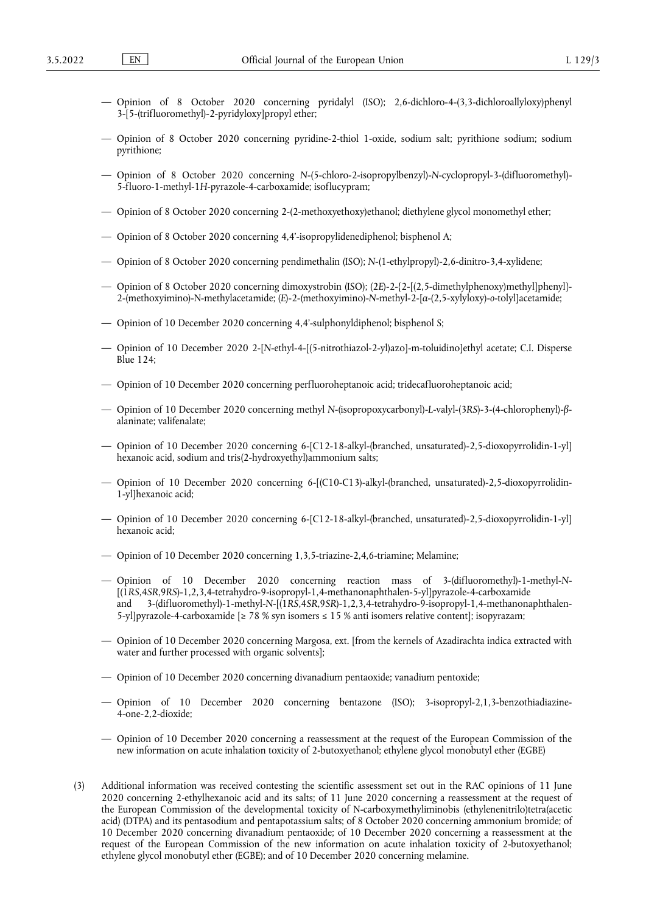— Opinion of 8 October 2020 concerning pyridalyl (ISO); 2,6-dichloro-4-(3,3-dichloroallyloxy)phenyl 3-[5-(trifluoromethyl)-2-pyridyloxy]propyl ether;

— Opinion of 8 October 2020 concerning pyridine-2-thiol 1-oxide, sodium salt; pyrithione sodium; sodium pyrithione;

— Opinion of 8 October 2020 concerning *N*-(5-chloro-2-isopropylbenzyl)-*N*-cyclopropyl-3-(difluoromethyl)-5-fluoro-1-methyl-1*H*-pyrazole-4-carboxamide; isoflucypram;

— Opinion of 8 October 2020 concerning 2-(2-methoxyethoxy)ethanol; diethylene glycol monomethyl ether;

— Opinion of 8 October 2020 concerning 4,4'-isopropylidenediphenol; bisphenol A;

— Opinion of 8 October 2020 concerning pendimethalin (ISO); *N*-(1-ethylpropyl)-2,6-dinitro-3,4-xylidene;

— Opinion of 8 October 2020 concerning dimoxystrobin (ISO); (2*E*)-2-{2-[(2,5-dimethylphenoxy)methyl]phenyl}-2-(methoxyimino)-N-methylacetamide; (*E*)-2-(methoxyimino)-*N*-methyl-2-[α-(2,5-xylyloxy)-*o*-tolyl]acetamide;

— Opinion of 10 December 2020 concerning 4,4'-sulphonyldiphenol; bisphenol S;

— Opinion of 10 December 2020 2-[*N*-ethyl-4-[(5-nitrothiazol-2-yl)azo]-m-toluidino]ethyl acetate; C.I. Disperse Blue 124;

— Opinion of 10 December 2020 concerning perfluoroheptanoic acid; tridecafluoroheptanoic acid;

— Opinion of 10 December 2020 concerning methyl *N*-(isopropoxycarbonyl)-*L*-valyl-(3*RS*)-3-(4-chlorophenyl)-*β*-alaninate; valifenalate;

— Opinion of 10 December 2020 concerning 6-[C12-18-alkyl-(branched, unsaturated)-2,5-dioxopyrrolidin-1-yl] hexanoic acid, sodium and tris(2-hydroxyethyl)ammonium salts;

— Opinion of 10 December 2020 concerning 6-[(C10-C13)-alkyl-(branched, unsaturated)-2,5-dioxopyrrolidin-1-yl]hexanoic acid;

— Opinion of 10 December 2020 concerning 6-[C12-18-alkyl-(branched, unsaturated)-2,5-dioxopyrrolidin-1-yl] hexanoic acid;

— Opinion of 10 December 2020 concerning 1,3,5-triazine-2,4,6-triamine; Melamine;

— Opinion of 10 December 2020 concerning reaction mass of 3-(difluoromethyl)-1-methyl-*N*-[(1*RS*,4*SR*,9*RS*)-1,2,3,4-tetrahydro-9-isopropyl-1,4-methanonaphthalen-5-yl]pyrazole-4-carboxamide and 3-(difluoromethyl)-1-methyl-*N*-[(1*RS*,4*SR*,9*SR*)-1,2,3,4-tetrahydro-9-isopropyl-1,4-methanonaphthalen-5-yl]pyrazole-4-carboxamide [≥ 78 % syn isomers ≤ 15 % anti isomers relative content]; isopyrazam;

— Opinion of 10 December 2020 concerning Margosa, ext. [from the kernels of Azadirachta indica extracted with water and further processed with organic solvents];

— Opinion of 10 December 2020 concerning divanadium pentaoxide; vanadium pentoxide;

— Opinion of 10 December 2020 concerning bentazone (ISO); 3-isopropyl-2,1,3-benzothiadiazine-4-one-2,2-dioxide;

— Opinion of 10 December 2020 concerning a reassessment at the request of the European Commission of the new information on acute inhalation toxicity of 2-butoxyethanol; ethylene glycol monobutyl ether (EGBE)

(3) Additional information was received contesting the scientific assessment set out in the RAC opinions of 11 June 2020 concerning 2-ethylhexanoic acid and its salts; of 11 June 2020 concerning a reassessment at the request of the European Commission of the developmental toxicity of N-carboxymethyliminobis (ethylenenitrilo)tetra(acetic acid) (DTPA) and its pentasodium and pentapotassium salts; of 8 October 2020 concerning ammonium bromide; of 10 December 2020 concerning divanadium pentaoxide; of 10 December 2020 concerning a reassessment at the request of the European Commission of the new information on acute inhalation toxicity of 2-butoxyethanol; ethylene glycol monobutyl ether (EGBE); and of 10 December 2020 concerning melamine.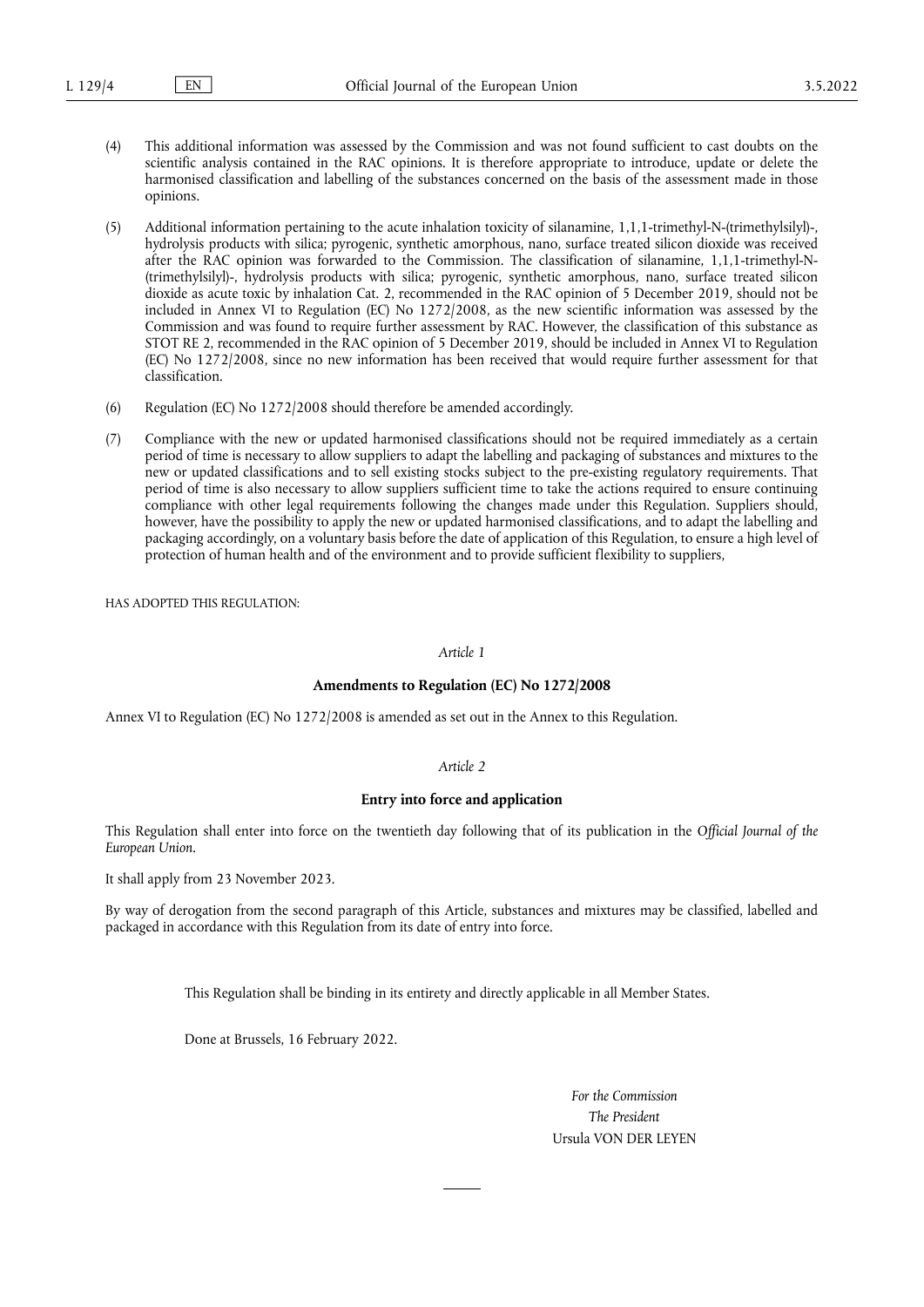(4) This additional information was assessed by the Commission and was not found sufficient to cast doubts on the scientific analysis contained in the RAC opinions. It is therefore appropriate to introduce, update or delete the harmonised classification and labelling of the substances concerned on the basis of the assessment made in those opinions.

(5) Additional information pertaining to the acute inhalation toxicity of silanamine, 1,1,1-trimethyl-N-(trimethylsilyl)-, hydrolysis products with silica; pyrogenic, synthetic amorphous, nano, surface treated silicon dioxide was received after the RAC opinion was forwarded to the Commission. The classification of silanamine, 1,1,1-trimethyl-N-(trimethylsilyl)-, hydrolysis products with silica; pyrogenic, synthetic amorphous, nano, surface treated silicon dioxide as acute toxic by inhalation Cat. 2, recommended in the RAC opinion of 5 December 2019, should not be included in Annex VI to Regulation (EC) No 1272/2008, as the new scientific information was assessed by the Commission and was found to require further assessment by RAC. However, the classification of this substance as STOT RE 2, recommended in the RAC opinion of 5 December 2019, should be included in Annex VI to Regulation (EC) No 1272/2008, since no new information has been received that would require further assessment for that classification.

(6) Regulation (EC) No 1272/2008 should therefore be amended accordingly.

(7) Compliance with the new or updated harmonised classifications should not be required immediately as a certain period of time is necessary to allow suppliers to adapt the labelling and packaging of substances and mixtures to the new or updated classifications and to sell existing stocks subject to the pre-existing regulatory requirements. That period of time is also necessary to allow suppliers sufficient time to take the actions required to ensure continuing compliance with other legal requirements following the changes made under this Regulation. Suppliers should, however, have the possibility to apply the new or updated harmonised classifications, and to adapt the labelling and packaging accordingly, on a voluntary basis before the date of application of this Regulation, to ensure a high level of protection of human health and of the environment and to provide sufficient flexibility to suppliers,

HAS ADOPTED THIS REGULATION:

*Article 1*

**Amendments to Regulation (EC) No 1272/2008**

Annex VI to Regulation (EC) No 1272/2008 is amended as set out in the Annex to this Regulation.

*Article 2*

**Entry into force and application**

This Regulation shall enter into force on the twentieth day following that of its publication in the *Official Journal of the European Union*.

It shall apply from 23 November 2023.

By way of derogation from the second paragraph of this Article, substances and mixtures may be classified, labelled and packaged in accordance with this Regulation from its date of entry into force.

This Regulation shall be binding in its entirety and directly applicable in all Member States.

Done at Brussels, 16 February 2022.

*For the Commission*

*The President*

Ursula VON DER LEYEN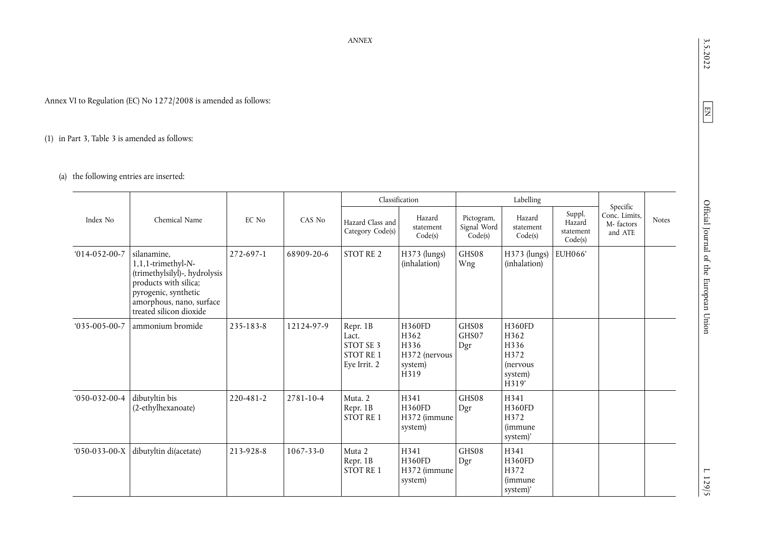*ANNEX*

Annex VI to Regulation (EC) No 1272/2008 is amended as follows:

(1) in Part 3, Table 3 is amended as follows:

(a) the following entries are inserted:

| Index No | Chemical Name | EC No | CAS No | Classification | | Labelling | | | Specific Conc. Limits, M- factors and ATE | Notes |
|---|---|---|---|---|---|---|---|---|---|---|
| | | | | Hazard Class and Category Code(s) | Hazard statement Code(s) | Pictogram, Signal Word Code(s) | Hazard statement Code(s) | Suppl. Hazard statement Code(s) | | |
| '014-052-00-7 | silanamine, 1,1,1-trimethyl-N-(trimethylsilyl)-, hydrolysis products with silica; pyrogenic, synthetic amorphous, nano, surface treated silicon dioxide | 272-697-1 | 68909-20-6 | STOT RE 2 | H373 (lungs) (inhalation) | GHS08 Wng | H373 (lungs) (inhalation) | EUH066' | | |
| '035-005-00-7 | ammonium bromide | 235-183-8 | 12124-97-9 | Repr. 1B Lact. STOT SE 3 STOT RE 1 Eye Irrit. 2 | H360FD H362 H336 H372 (nervous system) H319 | GHS08 GHS07 Dgr | H360FD H362 H336 H372 (nervous system) H319' | | | |
| '050-032-00-4 | dibutyltin bis (2-ethylhexanoate) | 220-481-2 | 2781-10-4 | Muta. 2 Repr. 1B STOT RE 1 | H341 H360FD H372 (immune system) | GHS08 Dgr | H341 H360FD H372 (immune system)' | | | |
| '050-033-00-X | dibutyltin di(acetate) | 213-928-8 | 1067-33-0 | Muta 2 Repr. 1B STOT RE 1 | H341 H360FD H372 (immune system) | GHS08 Dgr | H341 H360FD H372 (immune system)' | | | |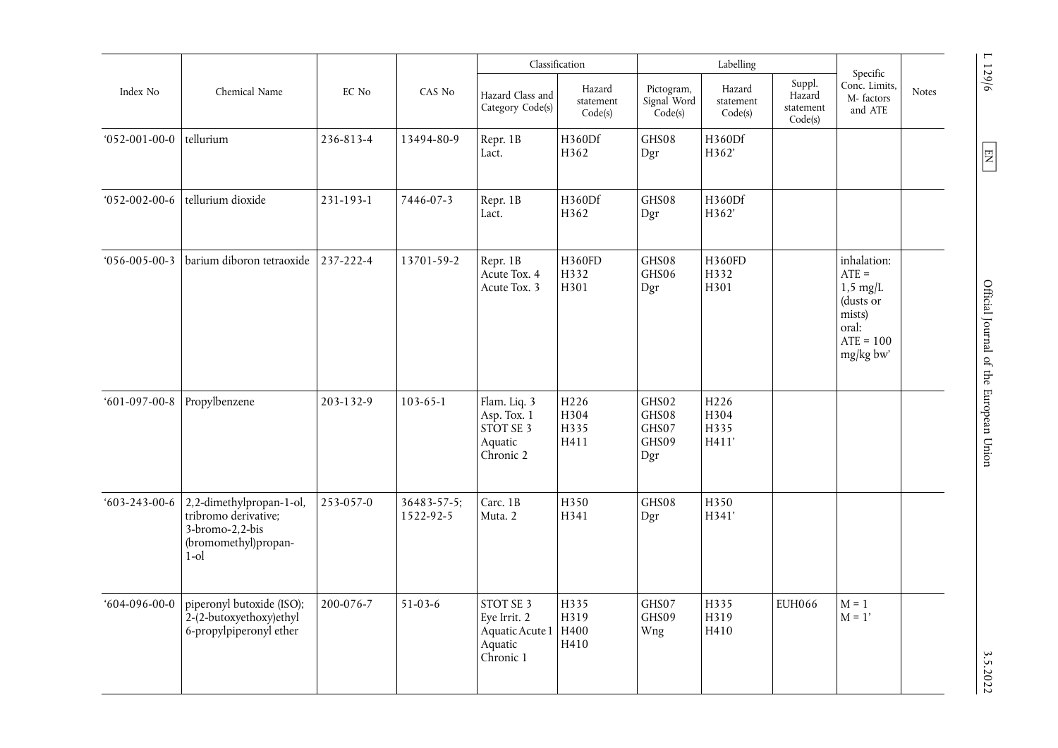| Index No | Chemical Name | EC No | CAS No | Classification | | Labelling | | | Specific Conc. Limits, M- factors and ATE | Notes |
|---|---|---|---|---|---|---|---|---|---|---|
| | | | | Hazard Class and Category Code(s) | Hazard statement Code(s) | Pictogram, Signal Word Code(s) | Hazard statement Code(s) | Suppl. Hazard statement Code(s) | | |
| '052-001-00-0 | tellurium | 236-813-4 | 13494-80-9 | Repr. 1B<br>Lact. | H360Df<br>H362 | GHS08<br>Dgr | H360Df<br>H362' | | | |
| '052-002-00-6 | tellurium dioxide | 231-193-1 | 7446-07-3 | Repr. 1B<br>Lact. | H360Df<br>H362 | GHS08<br>Dgr | H360Df<br>H362' | | | |
| '056-005-00-3 | barium diboron tetraoxide | 237-222-4 | 13701-59-2 | Repr. 1B<br>Acute Tox. 4<br>Acute Tox. 3 | H360FD<br>H332<br>H301 | GHS08<br>GHS06<br>Dgr | H360FD<br>H332<br>H301 | | inhalation: ATE = 1,5 mg/L (dusts or mists)<br>oral: ATE = 100 mg/kg bw' | |
| '601-097-00-8 | Propylbenzene | 203-132-9 | 103-65-1 | Flam. Liq. 3<br>Asp. Tox. 1<br>STOT SE 3<br>Aquatic Chronic 2 | H226<br>H304<br>H335<br>H411 | GHS02<br>GHS08<br>GHS07<br>GHS09<br>Dgr | H226<br>H304<br>H335<br>H411' | | | |
| '603-243-00-6 | 2,2-dimethylpropan-1-ol, tribromo derivative; 3-bromo-2,2-bis (bromomethyl)propan-1-ol | 253-057-0 | 36483-57-5;<br>1522-92-5 | Carc. 1B<br>Muta. 2 | H350<br>H341 | GHS08<br>Dgr | H350<br>H341' | | | |
| '604-096-00-0 | piperonyl butoxide (ISO); 2-(2-butoxyethoxy)ethyl 6-propylpiperonyl ether | 200-076-7 | 51-03-6 | STOT SE 3<br>Eye Irrit. 2<br>Aquatic Acute 1<br>Aquatic Chronic 1 | H335<br>H319<br>H400<br>H410 | GHS07<br>GHS09<br>Wng | H335<br>H319<br>H410 | EUH066 | M = 1<br>M = 1' | |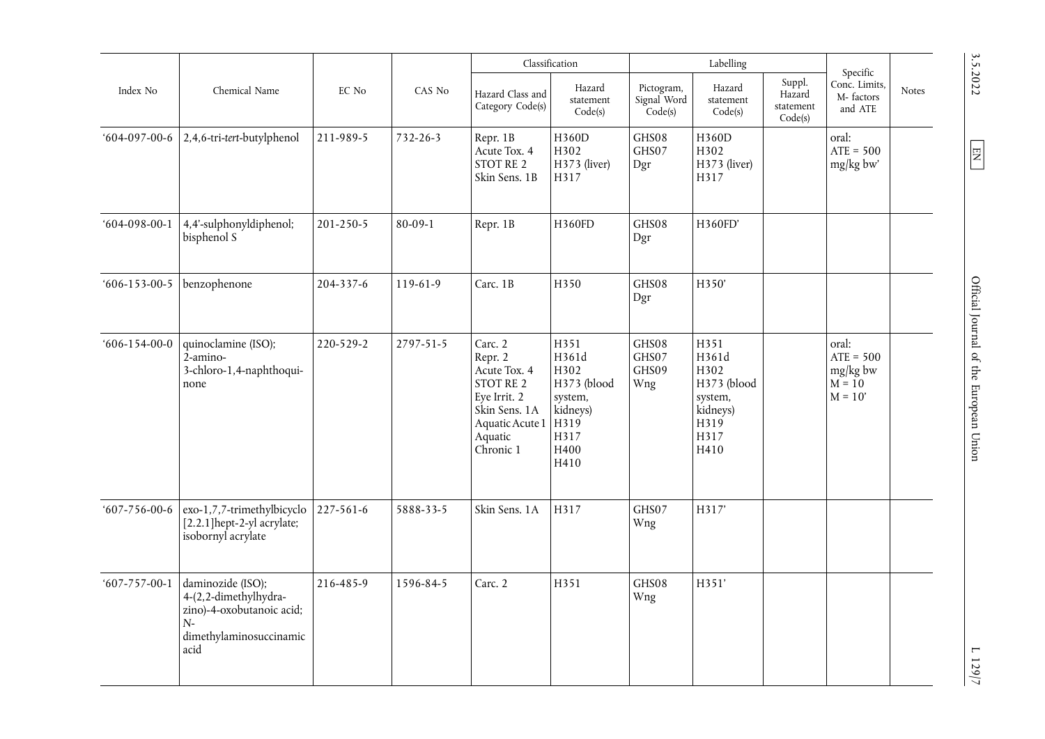| Index No | Chemical Name | EC No | CAS No | Classification | | Labelling | | | Specific Conc. Limits, M- factors and ATE | Notes |
|---|---|---|---|---|---|---|---|---|---|---|
| | | | | Hazard Class and Category Code(s) | Hazard statement Code(s) | Pictogram, Signal Word Code(s) | Hazard statement Code(s) | Suppl. Hazard statement Code(s) | | |
| ‘604-097-00-6 | 2,4,6-tri-*tert*-butylphenol | 211-989-5 | 732-26-3 | Repr. 1B<br>Acute Tox. 4<br>STOT RE 2<br>Skin Sens. 1B | H360D<br>H302<br>H373 (liver)<br>H317 | GHS08<br>GHS07<br>Dgr | H360D<br>H302<br>H373 (liver)<br>H317 | | oral:<br>ATE = 500 mg/kg bw’ | |
| ‘604-098-00-1 | 4,4’-sulphonyldiphenol; bisphenol S | 201-250-5 | 80-09-1 | Repr. 1B | H360FD | GHS08<br>Dgr | H360FD’ | | | |
| ‘606-153-00-5 | benzophenone | 204-337-6 | 119-61-9 | Carc. 1B | H350 | GHS08<br>Dgr | H350’ | | | |
| ‘606-154-00-0 | quinoclamine (ISO); 2-amino-3-chloro-1,4-naphthoquinone | 220-529-2 | 2797-51-5 | Carc. 2<br>Repr. 2<br>Acute Tox. 4<br>STOT RE 2<br>Eye Irrit. 2<br>Skin Sens. 1A<br>Aquatic Acute 1<br>Aquatic Chronic 1 | H351<br>H361d<br>H302<br>H373 (blood system, kidneys)<br>H319<br>H317<br>H400<br>H410 | GHS08<br>GHS07<br>GHS09<br>Wng | H351<br>H361d<br>H302<br>H373 (blood system, kidneys)<br>H319<br>H317<br>H410 | | oral:<br>ATE = 500 mg/kg bw<br>M = 10<br>M = 10’ | |
| ‘607-756-00-6 | exo-1,7,7-trimethylbicyclo [2.2.1]hept-2-yl acrylate; isobornyl acrylate | 227-561-6 | 5888-33-5 | Skin Sens. 1A | H317 | GHS07<br>Wng | H317’ | | | |
| ‘607-757-00-1 | daminozide (ISO); 4-(2,2-dimethylhydrazino)-4-oxobutanoic acid; N-dimethylaminosuccinamic acid | 216-485-9 | 1596-84-5 | Carc. 2 | H351 | GHS08<br>Wng | H351’ | | | |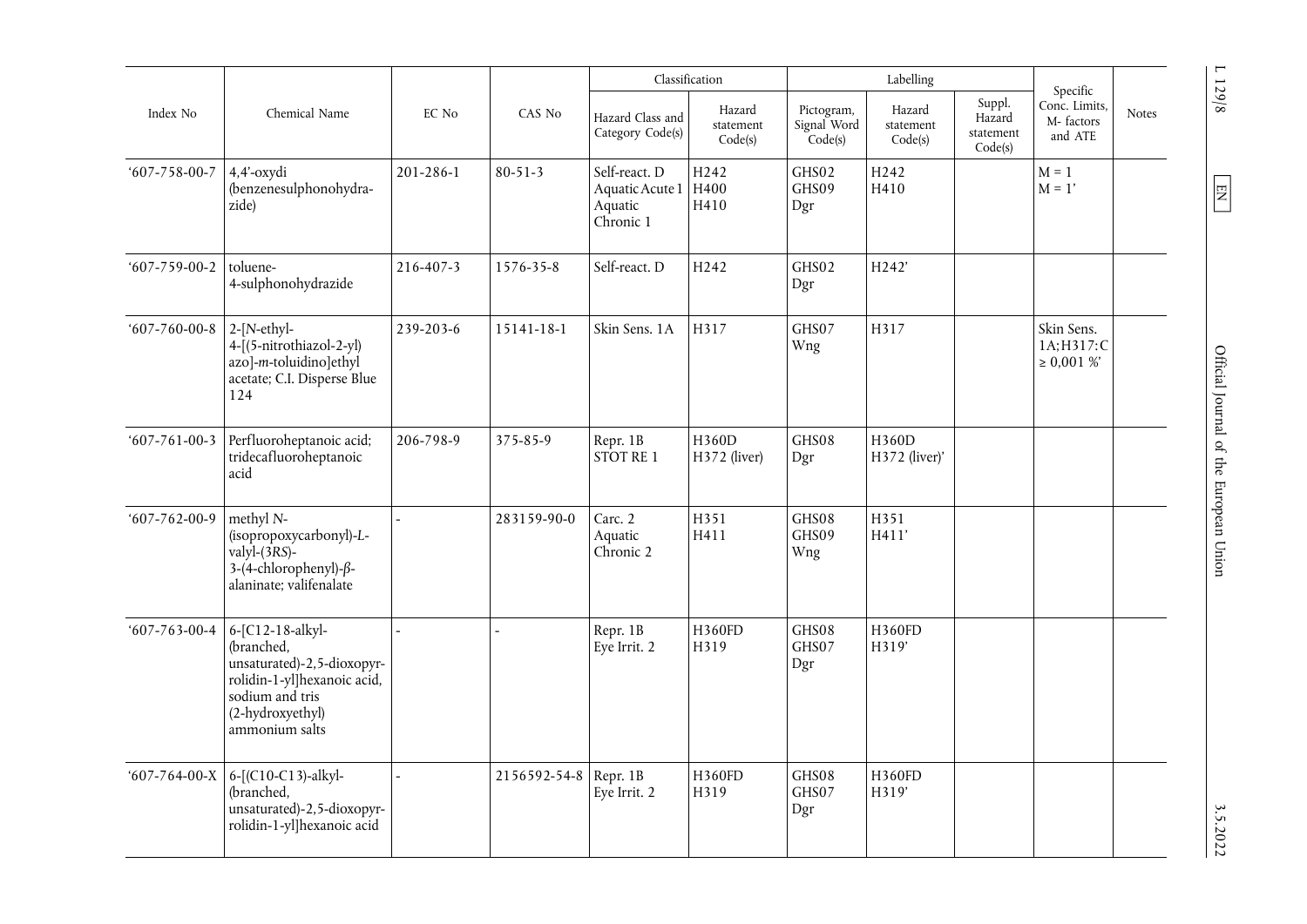| Index No | Chemical Name | EC No | CAS No | Classification | | Labelling | | | Specific Conc. Limits, M- factors and ATE | Notes |
|---|---|---|---|---|---|---|---|---|---|---|
| | | | | Hazard Class and Category Code(s) | Hazard statement Code(s) | Pictogram, Signal Word Code(s) | Hazard statement Code(s) | Suppl. Hazard statement Code(s) | | |
| '607-758-00-7 | 4,4'-oxydi (benzenesulphonohydrazide) | 201-286-1 | 80-51-3 | Self-react. D Aquatic Acute 1 Aquatic Chronic 1 | H242 H400 H410 | GHS02 GHS09 Dgr | H242 H410 | | M = 1 M = 1' | |
| '607-759-00-2 | toluene-4-sulphonohydrazide | 216-407-3 | 1576-35-8 | Self-react. D | H242 | GHS02 Dgr | H242' | | | |
| '607-760-00-8 | 2-[*N*-ethyl-4-[(5-nitrothiazol-2-yl) azo]-*m*-toluidino]ethyl acetate; C.I. Disperse Blue 124 | 239-203-6 | 15141-18-1 | Skin Sens. 1A | H317 | GHS07 Wng | H317 | | Skin Sens. 1A;H317:C ≥ 0,001 %' | |
| '607-761-00-3 | Perfluoroheptanoic acid; tridecafluoroheptanoic acid | 206-798-9 | 375-85-9 | Repr. 1B STOT RE 1 | H360D H372 (liver) | GHS08 Dgr | H360D H372 (liver)' | | | |
| '607-762-00-9 | methyl *N*-(isopropoxycarbonyl)-*L*-valyl-(3*RS*)-3-(4-chlorophenyl)-*β*-alaninate; valifenalate | - | 283159-90-0 | Carc. 2 Aquatic Chronic 2 | H351 H411 | GHS08 GHS09 Wng | H351 H411' | | | |
| '607-763-00-4 | 6-[C12-18-alkyl-(branched, unsaturated)-2,5-dioxopyrrolidin-1-yl]hexanoic acid, sodium and tris (2-hydroxyethyl) ammonium salts | - | - | Repr. 1B Eye Irrit. 2 | H360FD H319 | GHS08 GHS07 Dgr | H360FD H319' | | | |
| '607-764-00-X | 6-[(C10-C13)-alkyl-(branched, unsaturated)-2,5-dioxopyrrolidin-1-yl]hexanoic acid | - | 2156592-54-8 | Repr. 1B Eye Irrit. 2 | H360FD H319 | GHS08 GHS07 Dgr | H360FD H319' | | | |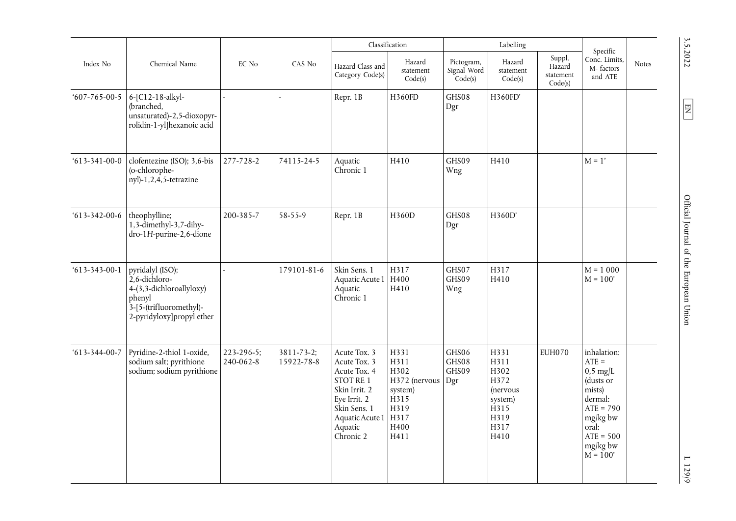| Index No | Chemical Name | EC No | CAS No | Classification | | Labelling | | | Specific Conc. Limits, M- factors and ATE | Notes |
|---|---|---|---|---|---|---|---|---|---|---|
| | | | | Hazard Class and Category Code(s) | Hazard statement Code(s) | Pictogram, Signal Word Code(s) | Hazard statement Code(s) | Suppl. Hazard statement Code(s) | | |
| '607-765-00-5 | 6-[C12-18-alkyl-(branched, unsaturated)-2,5-dioxopyrrolidin-1-yl]hexanoic acid | - | - | Repr. 1B | H360FD | GHS08 Dgr | H360FD' | | | |
| '613-341-00-0 | clofentezine (ISO); 3,6-bis (o-chlorophenyl)-1,2,4,5-tetrazine | 277-728-2 | 74115-24-5 | Aquatic Chronic 1 | H410 | GHS09 Wng | H410 | | M = 1' | |
| '613-342-00-6 | theophylline; 1,3-dimethyl-3,7-dihydro-1*H*-purine-2,6-dione | 200-385-7 | 58-55-9 | Repr. 1B | H360D | GHS08 Dgr | H360D' | | | |
| '613-343-00-1 | pyridalyl (ISO); 2,6-dichloro-4-(3,3-dichloroallyloxy) phenyl 3-[5-(trifluoromethyl)-2-pyridyloxy]propyl ether | - | 179101-81-6 | Skin Sens. 1<br>Aquatic Acute 1<br>Aquatic Chronic 1 | H317<br>H400<br>H410 | GHS07<br>GHS09<br>Wng | H317<br>H410 | | M = 1 000<br>M = 100' | |
| '613-344-00-7 | Pyridine-2-thiol 1-oxide, sodium salt; pyrithione sodium; sodium pyrithione | 223-296-5;<br>240-062-8 | 3811-73-2;<br>15922-78-8 | Acute Tox. 3<br>Acute Tox. 3<br>Acute Tox. 4<br>STOT RE 1<br>Skin Irrit. 2<br>Eye Irrit. 2<br>Skin Sens. 1<br>Aquatic Acute 1<br>Aquatic Chronic 2 | H331<br>H311<br>H302<br>H372 (nervous system)<br>H315<br>H319<br>H317<br>H400<br>H411 | GHS06<br>GHS08<br>GHS09<br>Dgr | H331<br>H311<br>H302<br>H372 (nervous system)<br>H315<br>H319<br>H317<br>H410 | EUH070 | inhalation: ATE = 0,5 mg/L (dusts or mists)<br>dermal: ATE = 790 mg/kg bw<br>oral: ATE = 500 mg/kg bw<br>M = 100' | |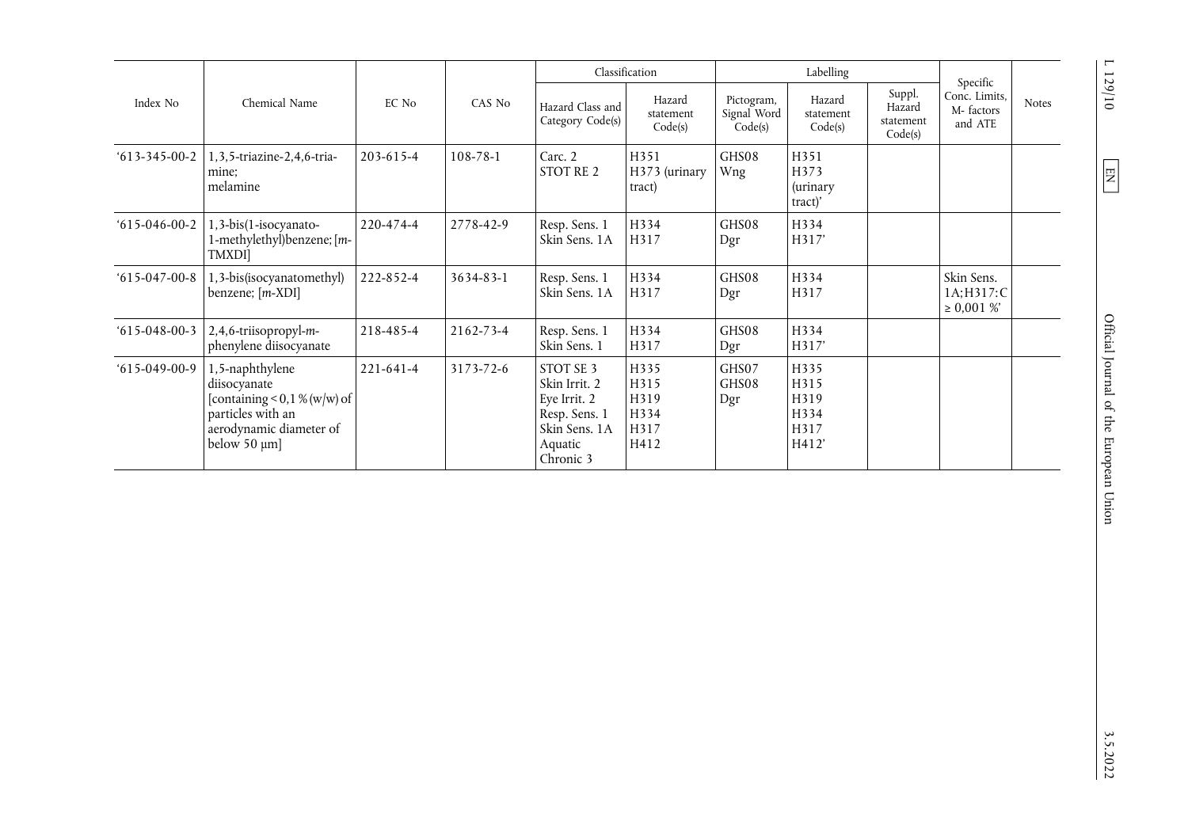| Index No | Chemical Name | EC No | CAS No | Classification | | Labelling | | | Specific Conc. Limits, M- factors and ATE | Notes |
|---|---|---|---|---|---|---|---|---|---|---|
| | | | | Hazard Class and Category Code(s) | Hazard statement Code(s) | Pictogram, Signal Word Code(s) | Hazard statement Code(s) | Suppl. Hazard statement Code(s) | | |
| '613-345-00-2 | 1,3,5-triazine-2,4,6-triamine; melamine | 203-615-4 | 108-78-1 | Carc. 2 STOT RE 2 | H351 H373 (urinary tract) | GHS08 Wng | H351 H373 (urinary tract)' | | | |
| '615-046-00-2 | 1,3-bis(1-isocyanato-1-methylethyl)benzene; [*m*-TMXDI] | 220-474-4 | 2778-42-9 | Resp. Sens. 1 Skin Sens. 1A | H334 H317 | GHS08 Dgr | H334 H317' | | | |
| '615-047-00-8 | 1,3-bis(isocyanatomethyl) benzene; [*m*-XDI] | 222-852-4 | 3634-83-1 | Resp. Sens. 1 Skin Sens. 1A | H334 H317 | GHS08 Dgr | H334 H317 | | Skin Sens. 1A;H317:C ≥ 0,001 %' | |
| '615-048-00-3 | 2,4,6-triisopropyl-*m*-phenylene diisocyanate | 218-485-4 | 2162-73-4 | Resp. Sens. 1 Skin Sens. 1 | H334 H317 | GHS08 Dgr | H334 H317' | | | |
| '615-049-00-9 | 1,5-naphthylene diisocyanate [containing < 0,1 % (w/w) of particles with an aerodynamic diameter of below 50 μm] | 221-641-4 | 3173-72-6 | STOT SE 3 Skin Irrit. 2 Eye Irrit. 2 Resp. Sens. 1 Skin Sens. 1A Aquatic Chronic 3 | H335 H315 H319 H334 H317 H412 | GHS07 GHS08 Dgr | H335 H315 H319 H334 H317 H412' | | | |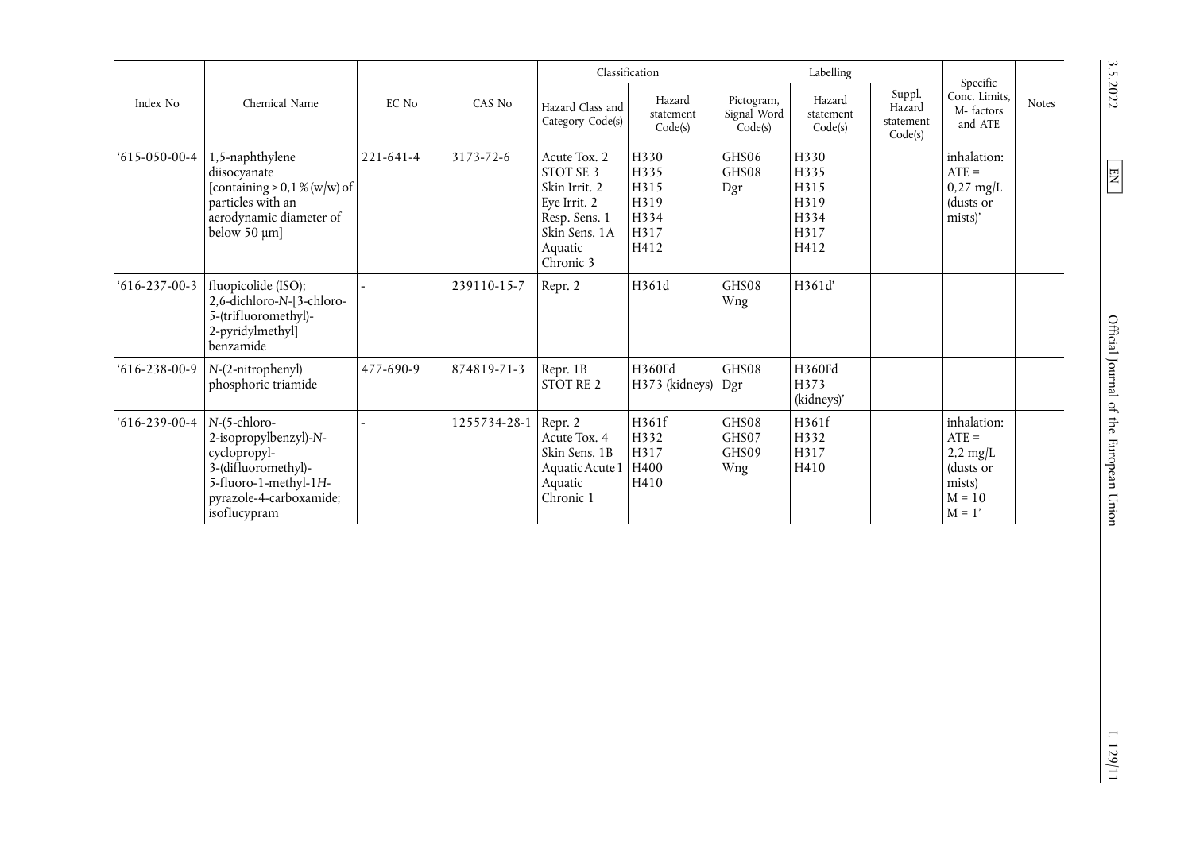| Index No | Chemical Name | EC No | CAS No | Classification | | Labelling | | | Specific Conc. Limits, M- factors and ATE | Notes |
|---|---|---|---|---|---|---|---|---|---|---|
| | | | | Hazard Class and Category Code(s) | Hazard statement Code(s) | Pictogram, Signal Word Code(s) | Hazard statement Code(s) | Suppl. Hazard statement Code(s) | | |
| '615-050-00-4 | 1,5-naphthylene diisocyanate [containing ≥ 0,1 % (w/w) of particles with an aerodynamic diameter of below 50 μm] | 221-641-4 | 3173-72-6 | Acute Tox. 2<br>STOT SE 3<br>Skin Irrit. 2<br>Eye Irrit. 2<br>Resp. Sens. 1<br>Skin Sens. 1A<br>Aquatic Chronic 3 | H330<br>H335<br>H315<br>H319<br>H334<br>H317<br>H412 | GHS06<br>GHS08<br>Dgr | H330<br>H335<br>H315<br>H319<br>H334<br>H317<br>H412 | | inhalation: ATE = 0,27 mg/L (dusts or mists)' | |
| '616-237-00-3 | fluopicolide (ISO); 2,6-dichloro-N-[3-chloro-5-(trifluoromethyl)-2-pyridylmethyl] benzamide | - | 239110-15-7 | Repr. 2 | H361d | GHS08<br>Wng | H361d' | | | |
| '616-238-00-9 | N-(2-nitrophenyl) phosphoric triamide | 477-690-9 | 874819-71-3 | Repr. 1B<br>STOT RE 2 | H360Fd<br>H373 (kidneys) | GHS08<br>Dgr | H360Fd<br>H373 (kidneys)' | | | |
| '616-239-00-4 | N-(5-chloro-2-isopropylbenzyl)-N-cyclopropyl-3-(difluoromethyl)-5-fluoro-1-methyl-1*H*-pyrazole-4-carboxamide; isoflucypram | - | 1255734-28-1 | Repr. 2<br>Acute Tox. 4<br>Skin Sens. 1B<br>Aquatic Acute 1<br>Aquatic Chronic 1 | H361f<br>H332<br>H317<br>H400<br>H410 | GHS08<br>GHS07<br>GHS09<br>Wng | H361f<br>H332<br>H317<br>H410 | | inhalation: ATE = 2,2 mg/L (dusts or mists)<br>M = 10<br>M = 1' | |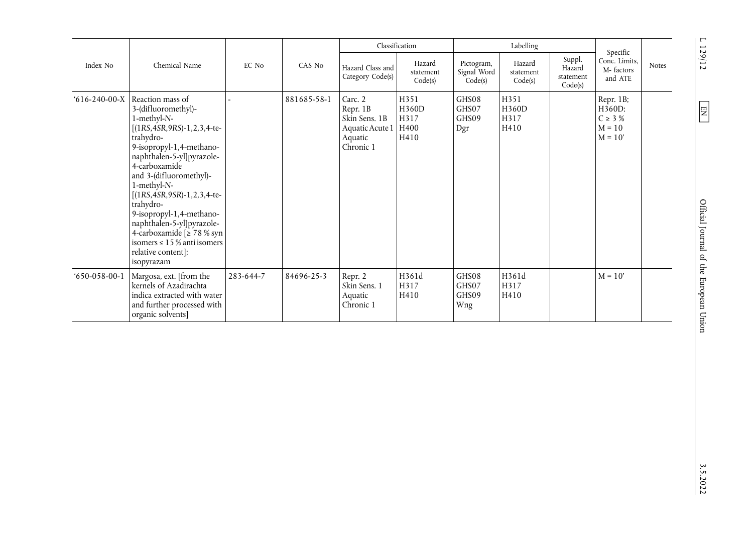| Index No | Chemical Name | EC No | CAS No | Classification | | Labelling | | | Specific Conc. Limits, M- factors and ATE | Notes |
|---|---|---|---|---|---|---|---|---|---|---|
| | | | | Hazard Class and Category Code(s) | Hazard statement Code(s) | Pictogram, Signal Word Code(s) | Hazard statement Code(s) | Suppl. Hazard statement Code(s) | | |
| '616-240-00-X | Reaction mass of 3-(difluoromethyl)-1-methyl-N-[(1*RS*,4*SR*,9*RS*)-1,2,3,4-tetrahydro-9-isopropyl-1,4-methanonaphthalen-5-yl]pyrazole-4-carboxamide and 3-(difluoromethyl)-1-methyl-N-[(1*RS*,4*SR*,9*SR*)-1,2,3,4-tetrahydro-9-isopropyl-1,4-methanonaphthalen-5-yl]pyrazole-4-carboxamide [≥ 78 % syn isomers ≤ 15 % anti isomers relative content]; isopyrazam | - | 881685-58-1 | Carc. 2<br>Repr. 1B<br>Skin Sens. 1B<br>Aquatic Acute 1<br>Aquatic Chronic 1 | H351<br>H360D<br>H317<br>H400<br>H410 | GHS08<br>GHS07<br>GHS09<br>Dgr | H351<br>H360D<br>H317<br>H410 | | Repr. 1B; H360D: C ≥ 3 %<br>M = 10<br>M = 10' | |
| '650-058-00-1 | Margosa, ext. [from the kernels of Azadirachta indica extracted with water and further processed with organic solvents] | 283-644-7 | 84696-25-3 | Repr. 2<br>Skin Sens. 1<br>Aquatic Chronic 1 | H361d<br>H317<br>H410 | GHS08<br>GHS07<br>GHS09<br>Wng | H361d<br>H317<br>H410 | | M = 10' | |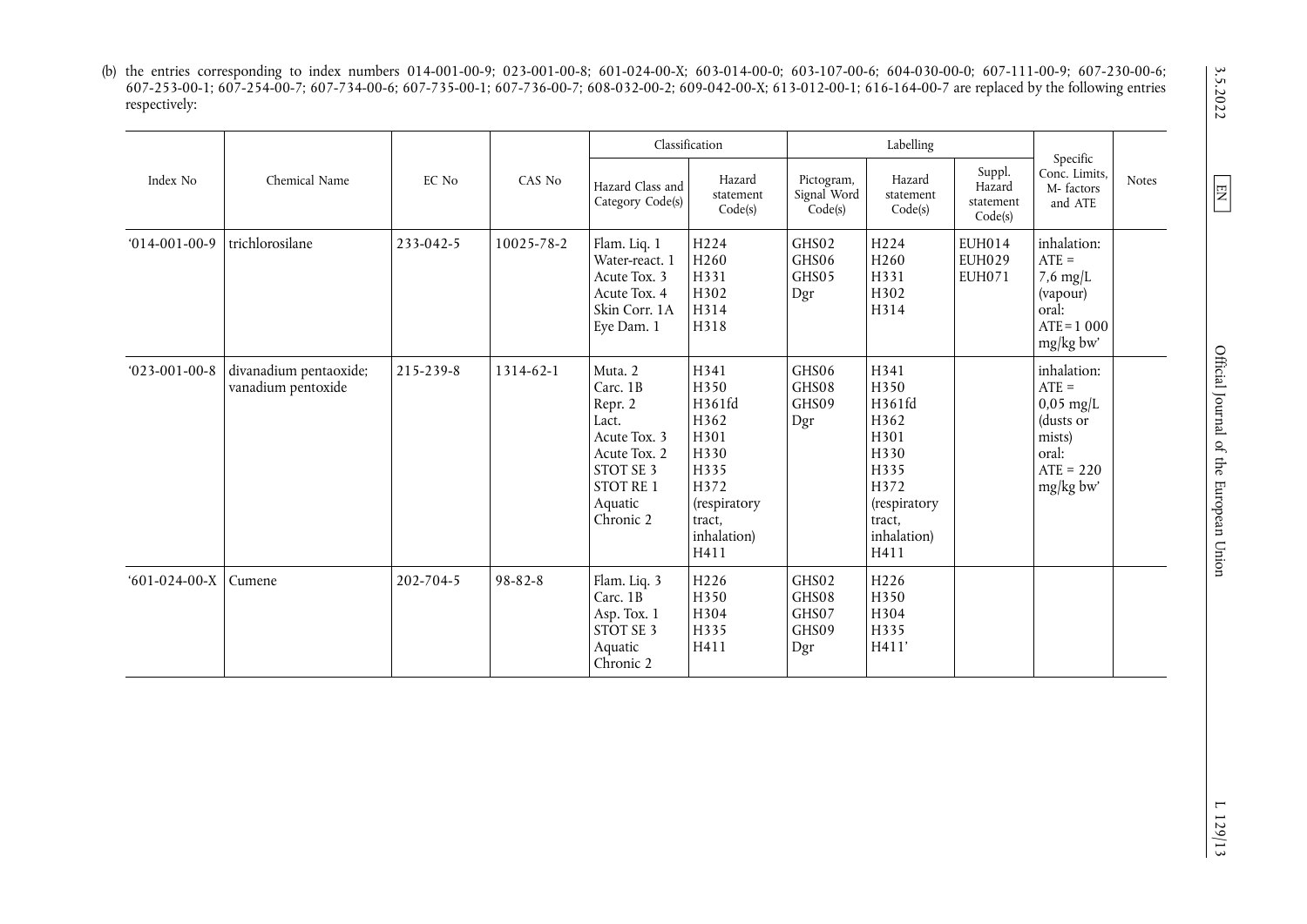(b) the entries corresponding to index numbers 014-001-00-9; 023-001-00-8; 601-024-00-X; 603-014-00-0; 603-107-00-6; 604-030-00-0; 607-111-00-9; 607-230-00-6; 607-253-00-1; 607-254-00-7; 607-734-00-6; 607-735-00-1; 607-736-00-7; 608-032-00-2; 609-042-00-X; 613-012-00-1; 616-164-00-7 are replaced by the following entries respectively:

| Index No | Chemical Name | EC No | CAS No | Classification | | Labelling | | | Specific Conc. Limits, M- factors and ATE | Notes |
|---|---|---|---|---|---|---|---|---|---|---|
| | | | | Hazard Class and Category Code(s) | Hazard statement Code(s) | Pictogram, Signal Word Code(s) | Hazard statement Code(s) | Suppl. Hazard statement Code(s) | | |
| '014-001-00-9 | trichlorosilane | 233-042-5 | 10025-78-2 | Flam. Liq. 1<br>Water-react. 1<br>Acute Tox. 3<br>Acute Tox. 4<br>Skin Corr. 1A<br>Eye Dam. 1 | H224<br>H260<br>H331<br>H302<br>H314<br>H318 | GHS02<br>GHS06<br>GHS05<br>Dgr | H224<br>H260<br>H331<br>H302<br>H314 | EUH014<br>EUH029<br>EUH071 | inhalation: ATE = 7,6 mg/L (vapour)<br>oral: ATE = 1 000 mg/kg bw' | |
| '023-001-00-8 | divanadium pentaoxide; vanadium pentoxide | 215-239-8 | 1314-62-1 | Muta. 2<br>Carc. 1B<br>Repr. 2<br>Lact.<br>Acute Tox. 3<br>Acute Tox. 2<br>STOT SE 3<br>STOT RE 1<br>Aquatic Chronic 2 | H341<br>H350<br>H361fd<br>H362<br>H301<br>H330<br>H335<br>H372 (respiratory tract, inhalation)<br>H411 | GHS06<br>GHS08<br>GHS09<br>Dgr | H341<br>H350<br>H361fd<br>H362<br>H301<br>H330<br>H335<br>H372 (respiratory tract, inhalation)<br>H411 | | inhalation: ATE = 0,05 mg/L (dusts or mists)<br>oral: ATE = 220 mg/kg bw' | |
| '601-024-00-X | Cumene | 202-704-5 | 98-82-8 | Flam. Liq. 3<br>Carc. 1B<br>Asp. Tox. 1<br>STOT SE 3<br>Aquatic Chronic 2 | H226<br>H350<br>H304<br>H335<br>H411 | GHS02<br>GHS08<br>GHS07<br>GHS09<br>Dgr | H226<br>H350<br>H304<br>H335<br>H411' | | | |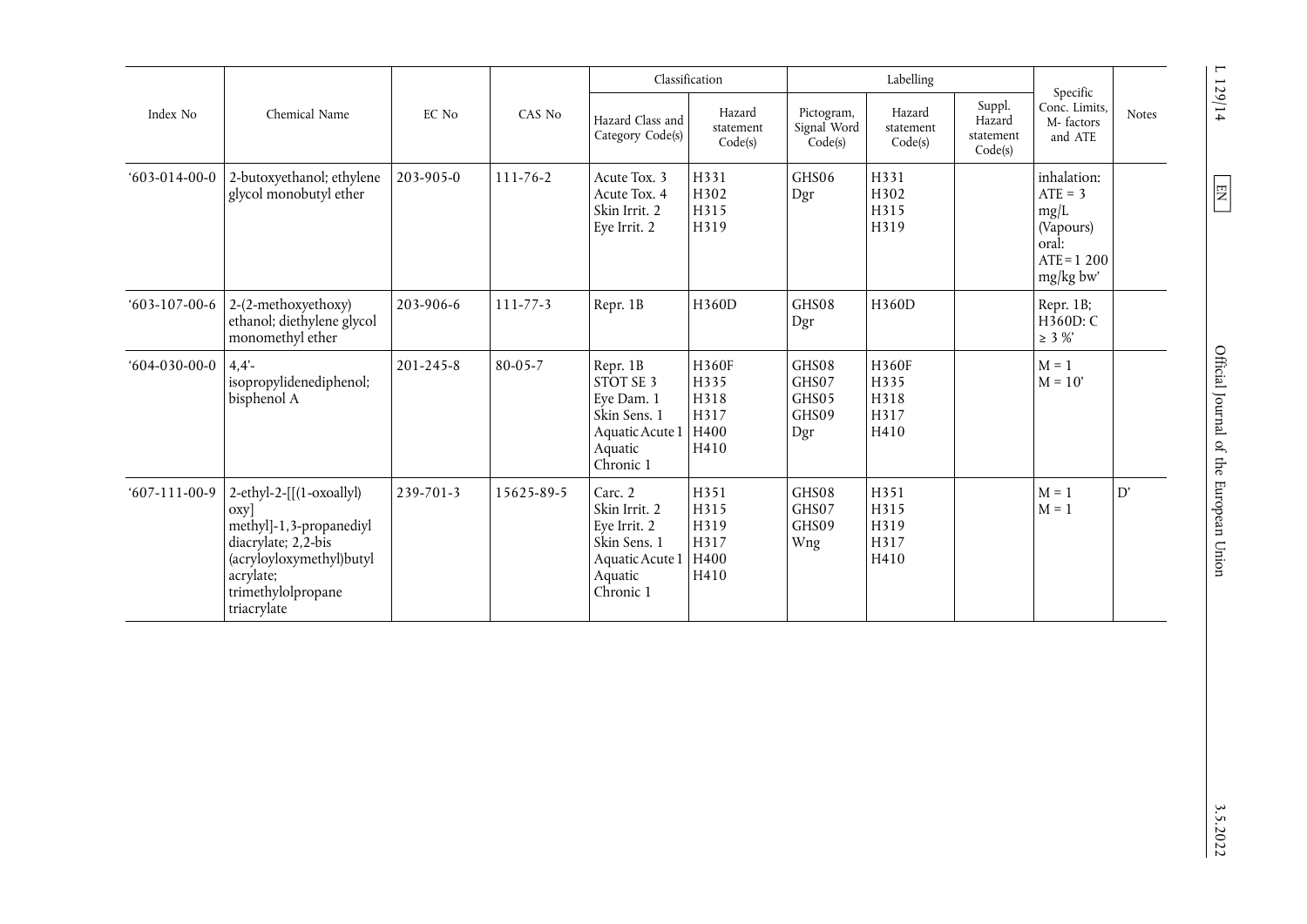| Index No | Chemical Name | EC No | CAS No | Classification | | Labelling | | | Specific Conc. Limits, M- factors and ATE | Notes |
|---|---|---|---|---|---|---|---|---|---|---|
| | | | | Hazard Class and Category Code(s) | Hazard statement Code(s) | Pictogram, Signal Word Code(s) | Hazard statement Code(s) | Suppl. Hazard statement Code(s) | | |
| '603-014-00-0 | 2-butoxyethanol; ethylene glycol monobutyl ether | 203-905-0 | 111-76-2 | Acute Tox. 3<br>Acute Tox. 4<br>Skin Irrit. 2<br>Eye Irrit. 2 | H331<br>H302<br>H315<br>H319 | GHS06<br>Dgr | H331<br>H302<br>H315<br>H319 | | inhalation: ATE = 3 mg/L (Vapours)<br>oral: ATE = 1 200 mg/kg bw' | |
| '603-107-00-6 | 2-(2-methoxyethoxy) ethanol; diethylene glycol monomethyl ether | 203-906-6 | 111-77-3 | Repr. 1B | H360D | GHS08<br>Dgr | H360D | | Repr. 1B; H360D: C ≥ 3 %' | |
| '604-030-00-0 | 4,4'-isopropylidenediphenol; bisphenol A | 201-245-8 | 80-05-7 | Repr. 1B<br>STOT SE 3<br>Eye Dam. 1<br>Skin Sens. 1<br>Aquatic Acute 1<br>Aquatic Chronic 1 | H360F<br>H335<br>H318<br>H317<br>H400<br>H410 | GHS08<br>GHS07<br>GHS05<br>GHS09<br>Dgr | H360F<br>H335<br>H318<br>H317<br>H410 | | M = 1<br>M = 10' | |
| '607-111-00-9 | 2-ethyl-2-[[(1-oxoallyl) oxy] methyl]-1,3-propanediyl diacrylate; 2,2-bis (acryloyloxymethyl)butyl acrylate; trimethylolpropane triacrylate | 239-701-3 | 15625-89-5 | Carc. 2<br>Skin Irrit. 2<br>Eye Irrit. 2<br>Skin Sens. 1<br>Aquatic Acute 1<br>Aquatic Chronic 1 | H351<br>H315<br>H319<br>H317<br>H400<br>H410 | GHS08<br>GHS07<br>GHS09<br>Wng | H351<br>H315<br>H319<br>H317<br>H410 | | M = 1<br>M = 1 | D' |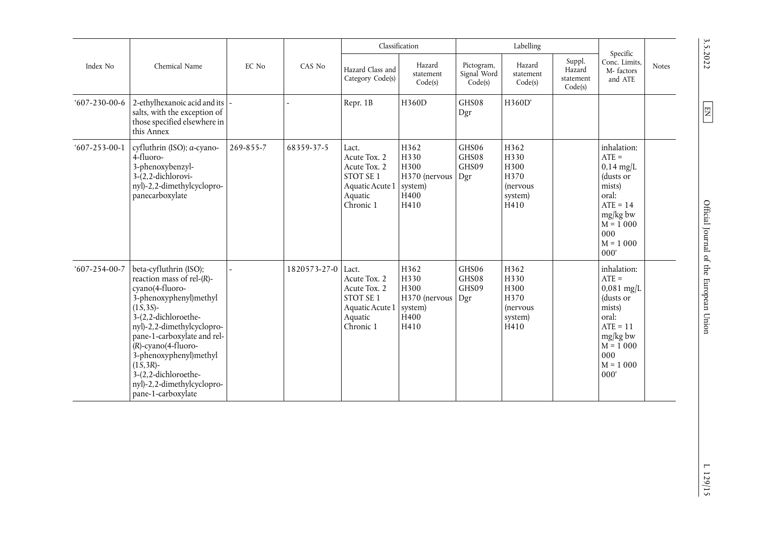| Index No | Chemical Name | EC No | CAS No | Classification | | Labelling | | | Specific Conc. Limits, M- factors and ATE | Notes |
|---|---|---|---|---|---|---|---|---|---|---|
| | | | | Hazard Class and Category Code(s) | Hazard statement Code(s) | Pictogram, Signal Word Code(s) | Hazard statement Code(s) | Suppl. Hazard statement Code(s) | | |
| '607-230-00-6 | 2-ethylhexanoic acid and its salts, with the exception of those specified elsewhere in this Annex | - | - | Repr. 1B | H360D | GHS08 Dgr | H360D' | | | |
| '607-253-00-1 | cyfluthrin (ISO); α-cyano-4-fluoro-3-phenoxybenzyl-3-(2,2-dichlorovinyl)-2,2-dimethylcyclopropanecarboxylate | 269-855-7 | 68359-37-5 | Lact. Acute Tox. 2 Acute Tox. 2 STOT SE 1 Aquatic Acute 1 Aquatic Chronic 1 | H362 H330 H300 H370 (nervous system) H400 H410 | GHS06 GHS08 GHS09 Dgr | H362 H330 H300 H370 (nervous system) H410 | | inhalation: ATE = 0,14 mg/L (dusts or mists) oral: ATE = 14 mg/kg bw M = 1 000 000 M = 1 000 000' | |
| '607-254-00-7 | beta-cyfluthrin (ISO); reaction mass of rel-(*R*)-cyano(4-fluoro-3-phenoxyphenyl)methyl (1*S*,3*S*)-3-(2,2-dichloroethenyl)-2,2-dimethylcyclopropane-1-carboxylate and rel-(*R*)-cyano(4-fluoro-3-phenoxyphenyl)methyl (1*S*,3*R*)-3-(2,2-dichloroethenyl)-2,2-dimethylcyclopropane-1-carboxylate | - | 1820573-27-0 | Lact. Acute Tox. 2 Acute Tox. 2 STOT SE 1 Aquatic Acute 1 Aquatic Chronic 1 | H362 H330 H300 H370 (nervous system) H400 H410 | GHS06 GHS08 GHS09 Dgr | H362 H330 H300 H370 (nervous system) H410 | | inhalation: ATE = 0,081 mg/L (dusts or mists) oral: ATE = 11 mg/kg bw M = 1 000 000 M = 1 000 000' | |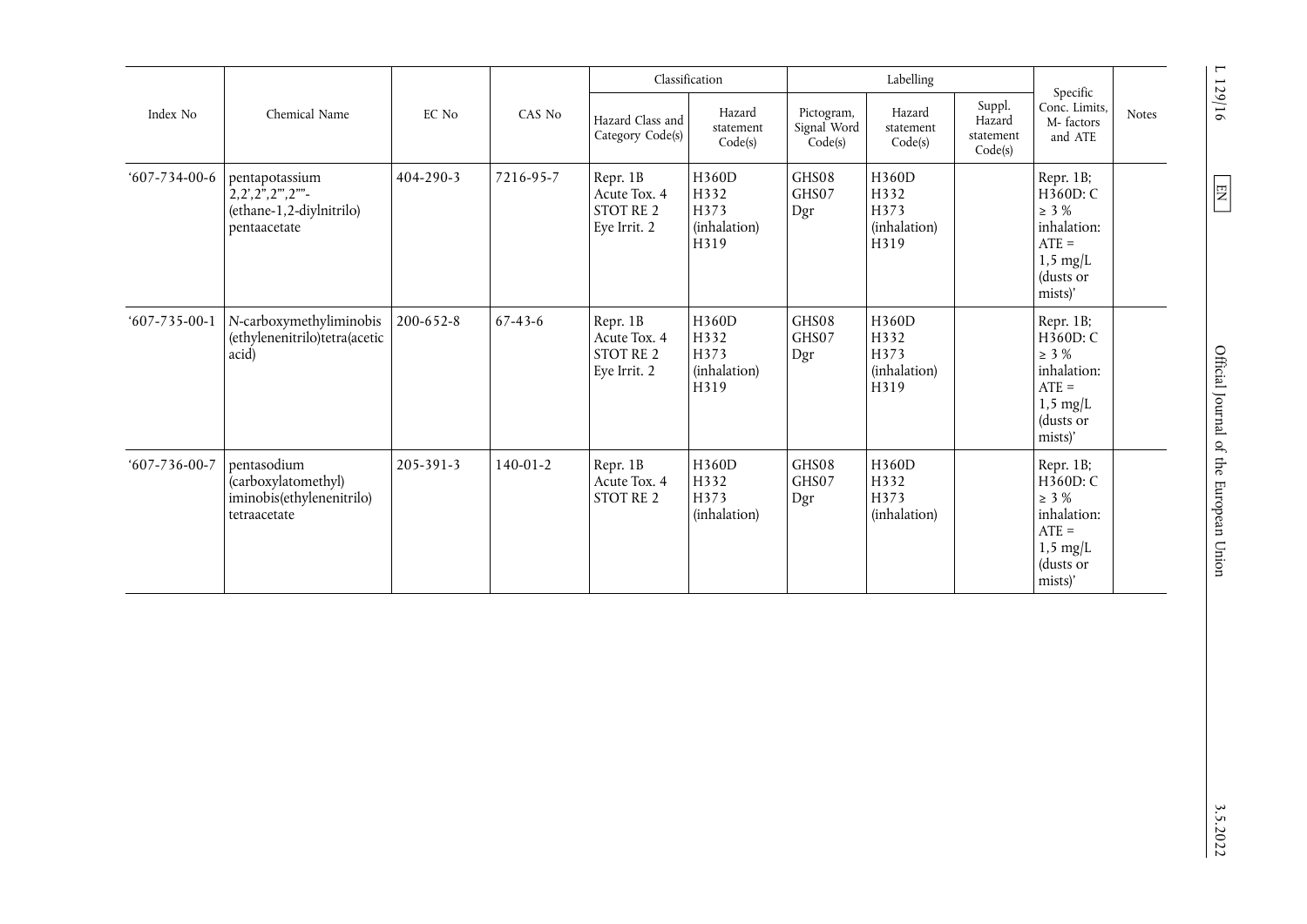| Index No | Chemical Name | EC No | CAS No | Classification | | Labelling | | | Specific Conc. Limits, M- factors and ATE | Notes |
|---|---|---|---|---|---|---|---|---|---|---|
| | | | | Hazard Class and Category Code(s) | Hazard statement Code(s) | Pictogram, Signal Word Code(s) | Hazard statement Code(s) | Suppl. Hazard statement Code(s) | | |
| '607-734-00-6 | pentapotassium 2,2',2'',2''',2''''-(ethane-1,2-diylnitrilo) pentaacetate | 404-290-3 | 7216-95-7 | Repr. 1B<br>Acute Tox. 4<br>STOT RE 2<br>Eye Irrit. 2 | H360D<br>H332<br>H373 (inhalation)<br>H319 | GHS08<br>GHS07<br>Dgr | H360D<br>H332<br>H373 (inhalation)<br>H319 | | Repr. 1B; H360D: C ≥ 3 %<br>inhalation: ATE = 1,5 mg/L (dusts or mists)' | |
| '607-735-00-1 | N-carboxymethyliminobis (ethylenenitrilo)tetra(acetic acid) | 200-652-8 | 67-43-6 | Repr. 1B<br>Acute Tox. 4<br>STOT RE 2<br>Eye Irrit. 2 | H360D<br>H332<br>H373 (inhalation)<br>H319 | GHS08<br>GHS07<br>Dgr | H360D<br>H332<br>H373 (inhalation)<br>H319 | | Repr. 1B; H360D: C ≥ 3 %<br>inhalation: ATE = 1,5 mg/L (dusts or mists)' | |
| '607-736-00-7 | pentasodium (carboxylatomethyl) iminobis(ethylenenitrilo) tetraacetate | 205-391-3 | 140-01-2 | Repr. 1B<br>Acute Tox. 4<br>STOT RE 2 | H360D<br>H332<br>H373 (inhalation) | GHS08<br>GHS07<br>Dgr | H360D<br>H332<br>H373 (inhalation) | | Repr. 1B; H360D: C ≥ 3 %<br>inhalation: ATE = 1,5 mg/L (dusts or mists)' | |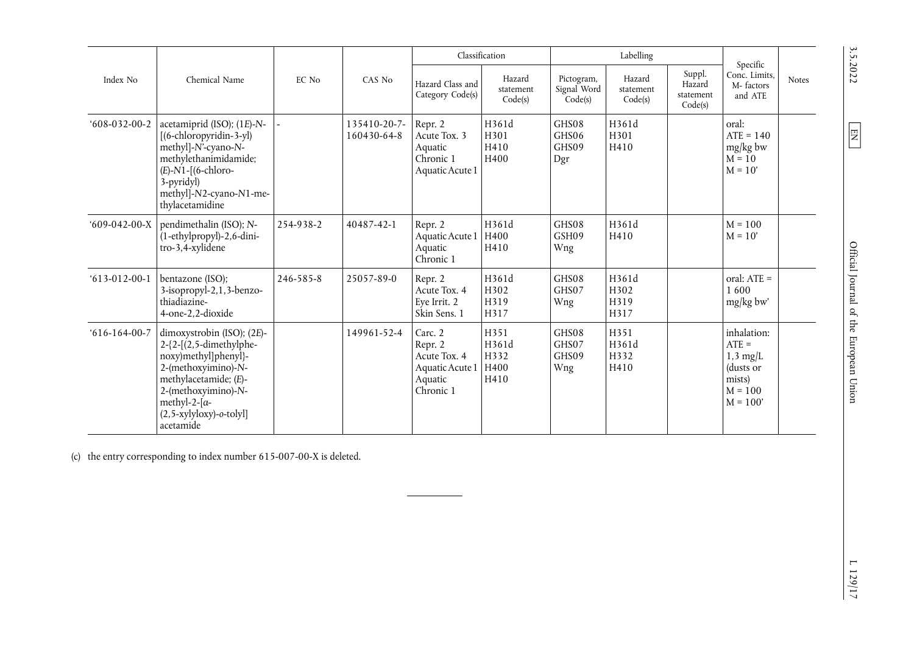| Index No | Chemical Name | EC No | CAS No | Classification | | Labelling | | | Specific Conc. Limits, M- factors and ATE | Notes |
|---|---|---|---|---|---|---|---|---|---|---|
| | | | | Hazard Class and Category Code(s) | Hazard statement Code(s) | Pictogram, Signal Word Code(s) | Hazard statement Code(s) | Suppl. Hazard statement Code(s) | | |
| '608-032-00-2 | acetamiprid (ISO); (1*E*)-*N*-[(6-chloropyridin-3-yl) methyl]-*N*′-cyano-*N*-methylethanimidamide; (*E*)-*N*1-[(6-chloro-3-pyridyl) methyl]-*N*2-cyano-*N*1-methylacetamidine | - | 135410-20-7-160430-64-8 | Repr. 2 Acute Tox. 3 Aquatic Chronic 1 Aquatic Acute 1 | H361d H301 H410 H400 | GHS08 GHS06 GHS09 Dgr | H361d H301 H410 | | oral: ATE = 140 mg/kg bw M = 10 M = 10' | |
| '609-042-00-X | pendimethalin (ISO); *N*-(1-ethylpropyl)-2,6-dinitro-3,4-xylidene | 254-938-2 | 40487-42-1 | Repr. 2 Aquatic Acute 1 Aquatic Chronic 1 | H361d H400 H410 | GHS08 GSH09 Wng | H361d H410 | | M = 100 M = 10' | |
| '613-012-00-1 | bentazone (ISO); 3-isopropyl-2,1,3-benzothiadiazine-4-one-2,2-dioxide | 246-585-8 | 25057-89-0 | Repr. 2 Acute Tox. 4 Eye Irrit. 2 Skin Sens. 1 | H361d H302 H319 H317 | GHS08 GHS07 Wng | H361d H302 H319 H317 | | oral: ATE = 1 600 mg/kg bw' | |
| '616-164-00-7 | dimoxystrobin (ISO); (2*E*)-2-{2-[(2,5-dimethylphenoxy)methyl]phenyl}-2-(methoxyimino)-*N*-methylacetamide; (*E*)-2-(methoxyimino)-*N*-methyl-2-[α-(2,5-xylyloxy)-*o*-tolyl] acetamide | | 149961-52-4 | Carc. 2 Repr. 2 Acute Tox. 4 Aquatic Acute 1 Aquatic Chronic 1 | H351 H361d H332 H400 H410 | GHS08 GHS07 GHS09 Wng | H351 H361d H332 H410 | | inhalation: ATE = 1,3 mg/L (dusts or mists) M = 100 M = 100' | |

(c) the entry corresponding to index number 615-007-00-X is deleted.